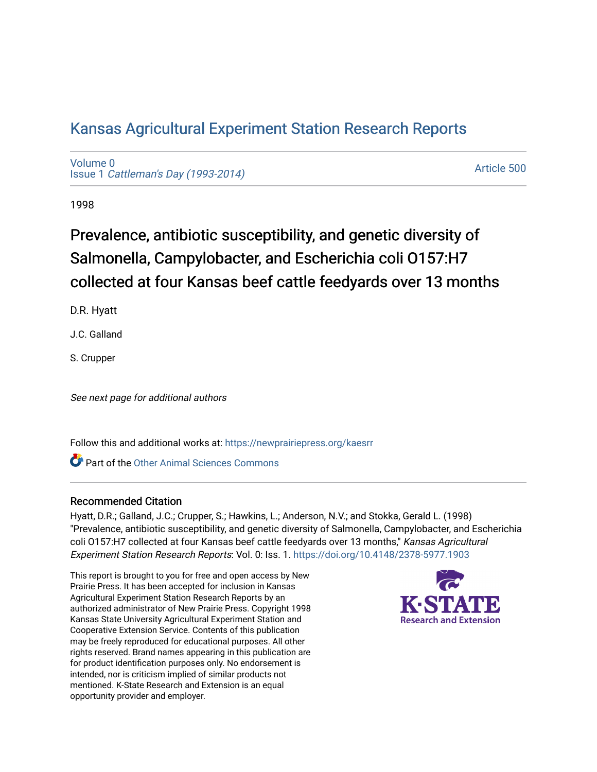# Kansas Agricultural Experiment Station Research Reports

Volume 0
Issue 1 *Cattleman's Day (1993-2014)*

Article 500

1998

## Prevalence, antibiotic susceptibility, and genetic diversity of Salmonella, Campylobacter, and Escherichia coli O157:H7 collected at four Kansas beef cattle feedyards over 13 months

D.R. Hyatt

J.C. Galland

S. Crupper

*See next page for additional authors*

Follow this and additional works at: https://newprairiepress.org/kaesrr

Part of the Other Animal Sciences Commons

### Recommended Citation

Hyatt, D.R.; Galland, J.C.; Crupper, S.; Hawkins, L.; Anderson, N.V.; and Stokka, Gerald L. (1998) "Prevalence, antibiotic susceptibility, and genetic diversity of Salmonella, Campylobacter, and Escherichia coli O157:H7 collected at four Kansas beef cattle feedyards over 13 months," *Kansas Agricultural Experiment Station Research Reports*: Vol. 0: Iss. 1. https://doi.org/10.4148/2378-5977.1903

This report is brought to you for free and open access by New Prairie Press. It has been accepted for inclusion in Kansas Agricultural Experiment Station Research Reports by an authorized administrator of New Prairie Press. Copyright 1998 Kansas State University Agricultural Experiment Station and Cooperative Extension Service. Contents of this publication may be freely reproduced for educational purposes. All other rights reserved. Brand names appearing in this publication are for product identification purposes only. No endorsement is intended, nor is criticism implied of similar products not mentioned. K-State Research and Extension is an equal opportunity provider and employer.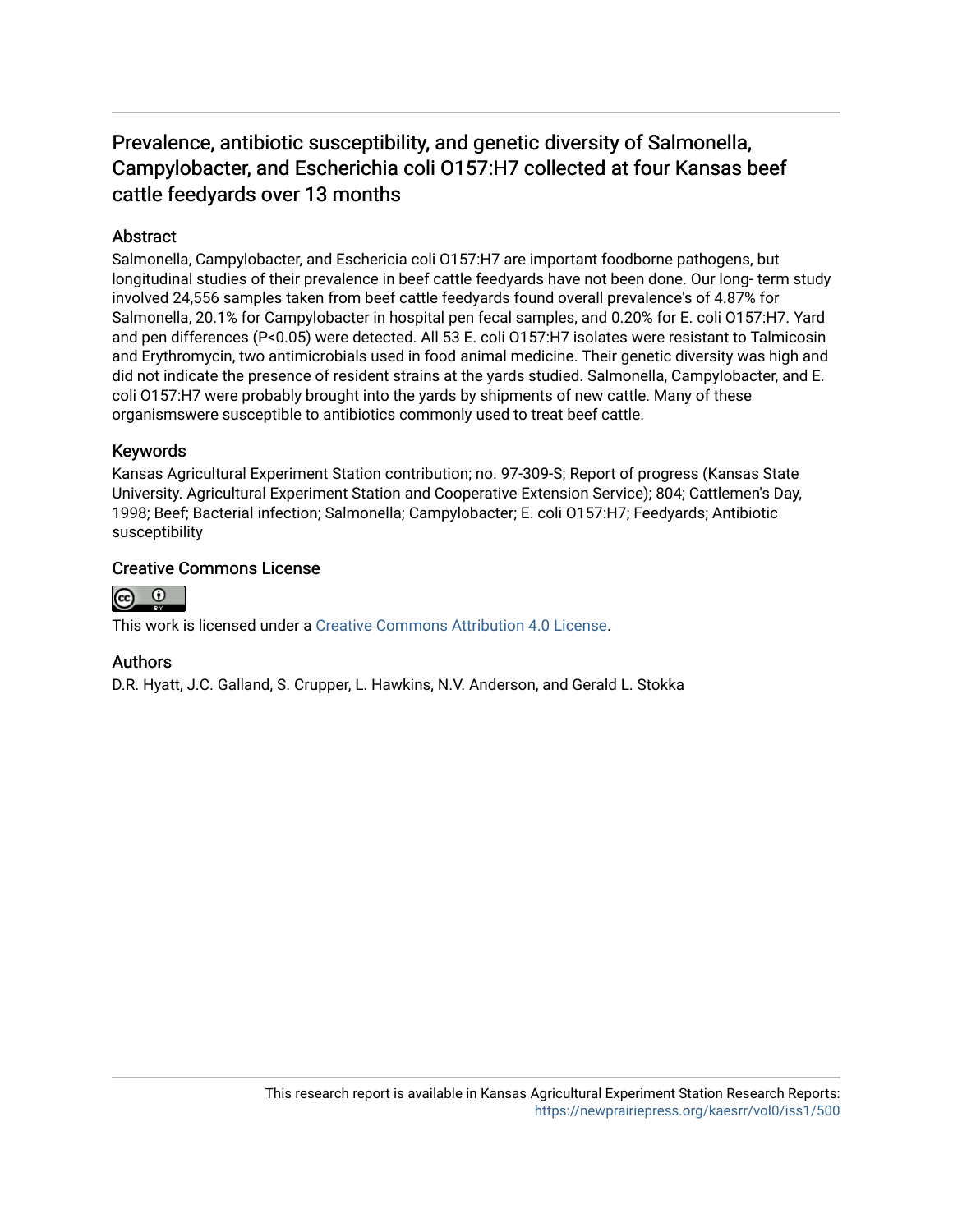## Prevalence, antibiotic susceptibility, and genetic diversity of Salmonella, Campylobacter, and Escherichia coli O157:H7 collected at four Kansas beef cattle feedyards over 13 months

### Abstract

Salmonella, Campylobacter, and Eschericia coli O157:H7 are important foodborne pathogens, but longitudinal studies of their prevalence in beef cattle feedyards have not been done. Our long- term study involved 24,556 samples taken from beef cattle feedyards found overall prevalence's of 4.87% for Salmonella, 20.1% for Campylobacter in hospital pen fecal samples, and 0.20% for E. coli O157:H7. Yard and pen differences (P<0.05) were detected. All 53 E. coli O157:H7 isolates were resistant to Talmicosin and Erythromycin, two antimicrobials used in food animal medicine. Their genetic diversity was high and did not indicate the presence of resident strains at the yards studied. Salmonella, Campylobacter, and E. coli O157:H7 were probably brought into the yards by shipments of new cattle. Many of these organismswere susceptible to antibiotics commonly used to treat beef cattle.

### Keywords

Kansas Agricultural Experiment Station contribution; no. 97-309-S; Report of progress (Kansas State University. Agricultural Experiment Station and Cooperative Extension Service); 804; Cattlemen's Day, 1998; Beef; Bacterial infection; Salmonella; Campylobacter; E. coli O157:H7; Feedyards; Antibiotic susceptibility

### Creative Commons License

This work is licensed under a Creative Commons Attribution 4.0 License.

### Authors

D.R. Hyatt, J.C. Galland, S. Crupper, L. Hawkins, N.V. Anderson, and Gerald L. Stokka

This research report is available in Kansas Agricultural Experiment Station Research Reports: https://newprairiepress.org/kaesrr/vol0/iss1/500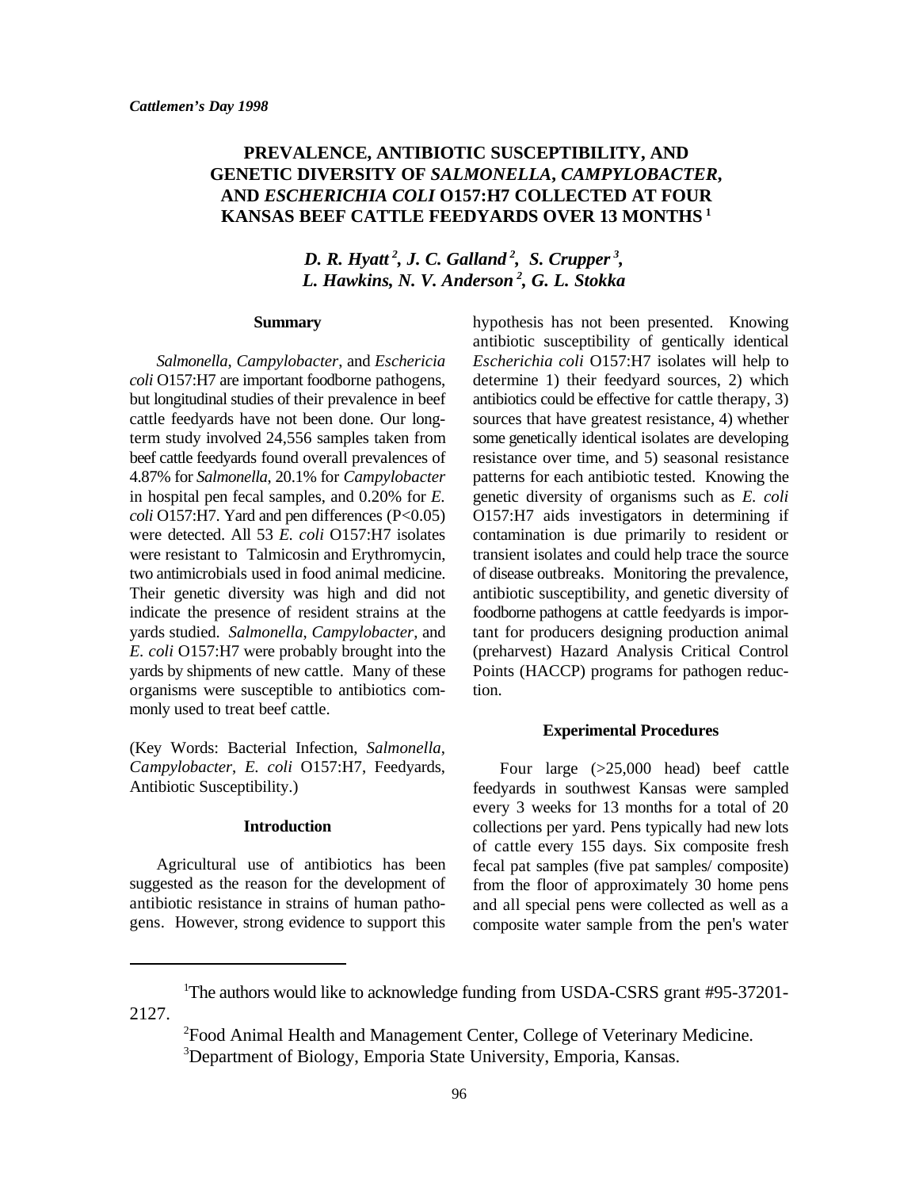*Cattlemen's Day 1998*

# PREVALENCE, ANTIBIOTIC SUSCEPTIBILITY, AND GENETIC DIVERSITY OF *SALMONELLA*, *CAMPYLOBACTER*, AND *ESCHERICHIA COLI* O157:H7 COLLECTED AT FOUR KANSAS BEEF CATTLE FEEDYARDS OVER 13 MONTHS [1]

***D. R. Hyatt [2], J. C. Galland [2], S. Crupper [3], L. Hawkins, N. V. Anderson [2], G. L. Stokka***

## Summary

*Salmonella*, *Campylobacter*, and *Eschericia coli* O157:H7 are important foodborne pathogens, but longitudinal studies of their prevalence in beef cattle feedyards have not been done. Our long-term study involved 24,556 samples taken from beef cattle feedyards found overall prevalences of 4.87% for *Salmonella*, 20.1% for *Campylobacter* in hospital pen fecal samples, and 0.20% for *E. coli* O157:H7. Yard and pen differences ($P<0.05$) were detected. All 53 *E. coli* O157:H7 isolates were resistant to Talmicosin and Erythromycin, two antimicrobials used in food animal medicine. Their genetic diversity was high and did not indicate the presence of resident strains at the yards studied. *Salmonella*, *Campylobacter*, and *E. coli* O157:H7 were probably brought into the yards by shipments of new cattle. Many of these organisms were susceptible to antibiotics commonly used to treat beef cattle.

(Key Words: Bacterial Infection, *Salmonella*, *Campylobacter*, *E. coli* O157:H7, Feedyards, Antibiotic Susceptibility.)

## Introduction

Agricultural use of antibiotics has been suggested as the reason for the development of antibiotic resistance in strains of human pathogens. However, strong evidence to support this hypothesis has not been presented. Knowing antibiotic susceptibility of gentically identical *Escherichia coli* O157:H7 isolates will help to determine 1) their feedyard sources, 2) which antibiotics could be effective for cattle therapy, 3) sources that have greatest resistance, 4) whether some genetically identical isolates are developing resistance over time, and 5) seasonal resistance patterns for each antibiotic tested. Knowing the genetic diversity of organisms such as *E. coli* O157:H7 aids investigators in determining if contamination is due primarily to resident or transient isolates and could help trace the source of disease outbreaks. Monitoring the prevalence, antibiotic susceptibility, and genetic diversity of foodborne pathogens at cattle feedyards is important for producers designing production animal (preharvest) Hazard Analysis Critical Control Points (HACCP) programs for pathogen reduction.

## Experimental Procedures

Four large (>25,000 head) beef cattle feedyards in southwest Kansas were sampled every 3 weeks for 13 months for a total of 20 collections per yard. Pens typically had new lots of cattle every 155 days. Six composite fresh fecal pat samples (five pat samples/ composite) from the floor of approximately 30 home pens and all special pens were collected as well as a composite water sample from the pen's water

---

[1] The authors would like to acknowledge funding from USDA-CSRS grant #95-37201-2127.

[2] Food Animal Health and Management Center, College of Veterinary Medicine.

[3] Department of Biology, Emporia State University, Emporia, Kansas.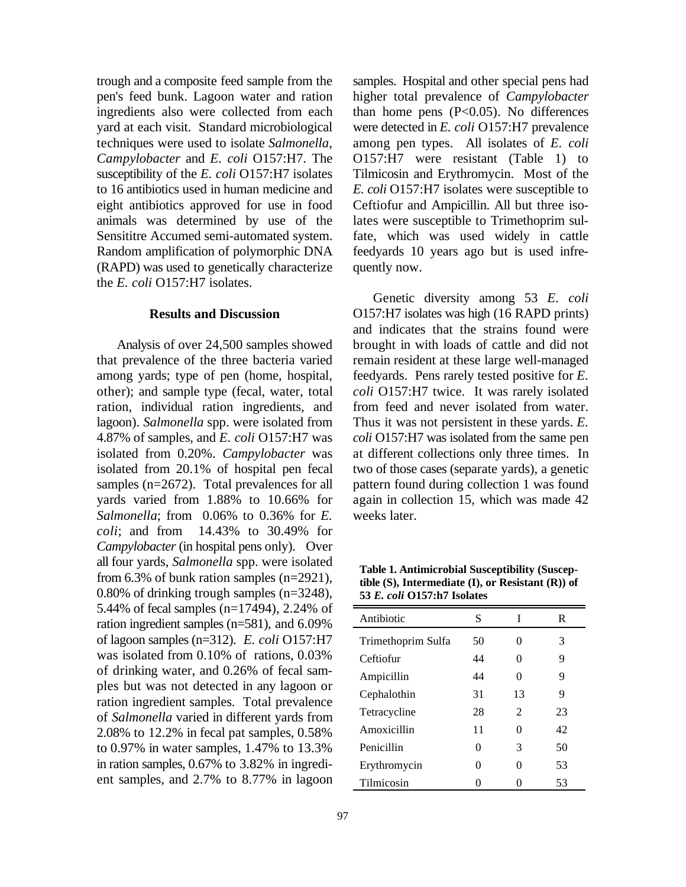trough and a composite feed sample from the pen's feed bunk. Lagoon water and ration ingredients also were collected from each yard at each visit. Standard microbiological techniques were used to isolate *Salmonella*, *Campylobacter* and *E. coli* O157:H7. The susceptibility of the *E. coli* O157:H7 isolates to 16 antibiotics used in human medicine and eight antibiotics approved for use in food animals was determined by use of the Sensititre Accumed semi-automated system. Random amplification of polymorphic DNA (RAPD) was used to genetically characterize the *E. coli* O157:H7 isolates.

### Results and Discussion

Analysis of over 24,500 samples showed that prevalence of the three bacteria varied among yards; type of pen (home, hospital, other); and sample type (fecal, water, total ration, individual ration ingredients, and lagoon). *Salmonella* spp. were isolated from 4.87% of samples, and *E. coli* O157:H7 was isolated from 0.20%. *Campylobacter* was isolated from 20.1% of hospital pen fecal samples (n=2672). Total prevalences for all yards varied from 1.88% to 10.66% for *Salmonella*; from 0.06% to 0.36% for *E. coli*; and from 14.43% to 30.49% for *Campylobacter* (in hospital pens only). Over all four yards, *Salmonella* spp. were isolated from 6.3% of bunk ration samples (n=2921), 0.80% of drinking trough samples (n=3248), 5.44% of fecal samples (n=17494), 2.24% of ration ingredient samples (n=581), and 6.09% of lagoon samples (n=312). *E. coli* O157:H7 was isolated from 0.10% of rations, 0.03% of drinking water, and 0.26% of fecal samples but was not detected in any lagoon or ration ingredient samples. Total prevalence of *Salmonella* varied in different yards from 2.08% to 12.2% in fecal pat samples, 0.58% to 0.97% in water samples, 1.47% to 13.3% in ration samples, 0.67% to 3.82% in ingredient samples, and 2.7% to 8.77% in lagoon samples. Hospital and other special pens had higher total prevalence of *Campylobacter* than home pens ($P<0.05$). No differences were detected in *E. coli* O157:H7 prevalence among pen types. All isolates of *E. coli* O157:H7 were resistant (Table 1) to Tilmicosin and Erythromycin. Most of the *E. coli* O157:H7 isolates were susceptible to Ceftiofur and Ampicillin. All but three isolates were susceptible to Trimethoprim sulfate, which was used widely in cattle feedyards 10 years ago but is used infrequently now.

Genetic diversity among 53 *E. coli* O157:H7 isolates was high (16 RAPD prints) and indicates that the strains found were brought in with loads of cattle and did not remain resident at these large well-managed feedyards. Pens rarely tested positive for *E. coli* O157:H7 twice. It was rarely isolated from feed and never isolated from water. Thus it was not persistent in these yards. *E. coli* O157:H7 was isolated from the same pen at different collections only three times. In two of those cases (separate yards), a genetic pattern found during collection 1 was found again in collection 15, which was made 42 weeks later.

**Table 1. Antimicrobial Susceptibility (Susceptible (S), Intermediate (I), or Resistant (R)) of 53 *E. coli* O157:h7 Isolates**

| Antibiotic | S | I | R |
|---|---|---|---|
| Trimethoprim Sulfa | 50 | 0 | 3 |
| Ceftiofur | 44 | 0 | 9 |
| Ampicillin | 44 | 0 | 9 |
| Cephalothin | 31 | 13 | 9 |
| Tetracycline | 28 | 2 | 23 |
| Amoxicillin | 11 | 0 | 42 |
| Penicillin | 0 | 3 | 50 |
| Erythromycin | 0 | 0 | 53 |
| Tilmicosin | 0 | 0 | 53 |